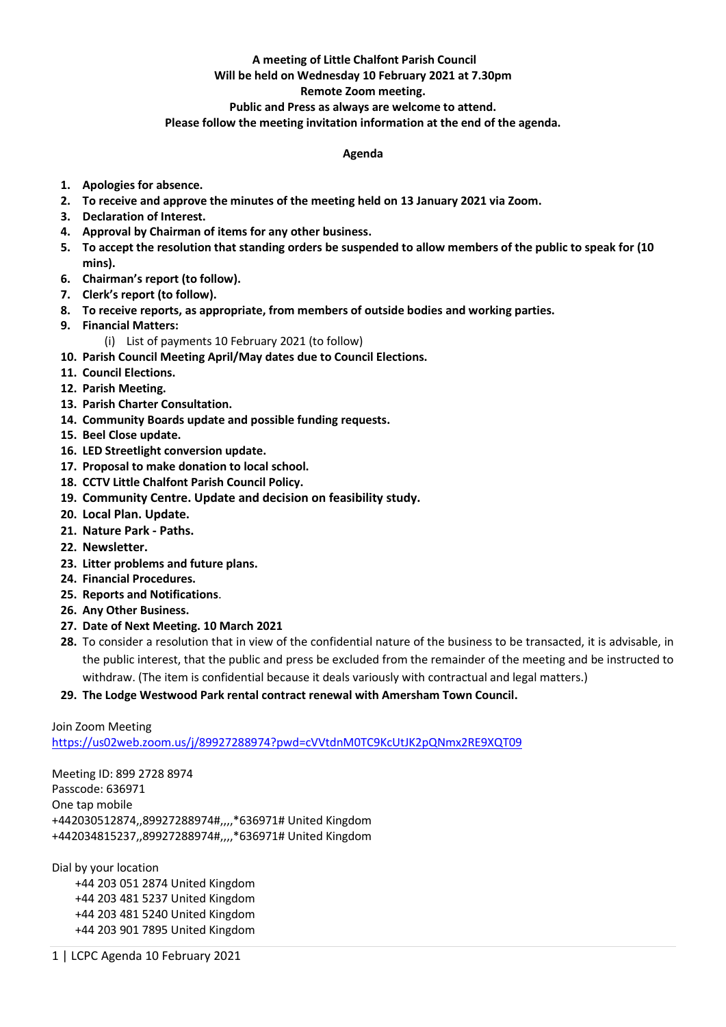**A meeting of Little Chalfont Parish Council**
**Will be held on Wednesday 10 February 2021 at 7.30pm**
**Remote Zoom meeting.**
**Public and Press as always are welcome to attend.**
**Please follow the meeting invitation information at the end of the agenda.**

**Agenda**

1. **Apologies for absence.**
2. **To receive and approve the minutes of the meeting held on 13 January 2021 via Zoom.**
3. **Declaration of Interest.**
4. **Approval by Chairman of items for any other business.**
5. **To accept the resolution that standing orders be suspended to allow members of the public to speak for (10 mins).**
6. **Chairman's report (to follow).**
7. **Clerk's report (to follow).**
8. **To receive reports, as appropriate, from members of outside bodies and working parties.**
9. **Financial Matters:**
    (i) List of payments 10 February 2021 (to follow)
10. **Parish Council Meeting April/May dates due to Council Elections.**
11. **Council Elections.**
12. **Parish Meeting.**
13. **Parish Charter Consultation.**
14. **Community Boards update and possible funding requests.**
15. **Beel Close update.**
16. **LED Streetlight conversion update.**
17. **Proposal to make donation to local school.**
18. **CCTV Little Chalfont Parish Council Policy.**
19. **Community Centre. Update and decision on feasibility study.**
20. **Local Plan. Update.**
21. **Nature Park - Paths.**
22. **Newsletter.**
23. **Litter problems and future plans.**
24. **Financial Procedures.**
25. **Reports and Notifications**.
26. **Any Other Business.**
27. **Date of Next Meeting. 10 March 2021**
28. To consider a resolution that in view of the confidential nature of the business to be transacted, it is advisable, in the public interest, that the public and press be excluded from the remainder of the meeting and be instructed to withdraw. (The item is confidential because it deals variously with contractual and legal matters.)
29. **The Lodge Westwood Park rental contract renewal with Amersham Town Council.**

Join Zoom Meeting
https://us02web.zoom.us/j/89927288974?pwd=cVVtdnM0TC9KcUtJK2pQNmx2RE9XQT09

Meeting ID: 899 2728 8974
Passcode: 636971
One tap mobile
+442030512874,,89927288974#,,,,*636971# United Kingdom
+442034815237,,89927288974#,,,,*636971# United Kingdom

Dial by your location
+44 203 051 2874 United Kingdom
+44 203 481 5237 United Kingdom
+44 203 481 5240 United Kingdom
+44 203 901 7895 United Kingdom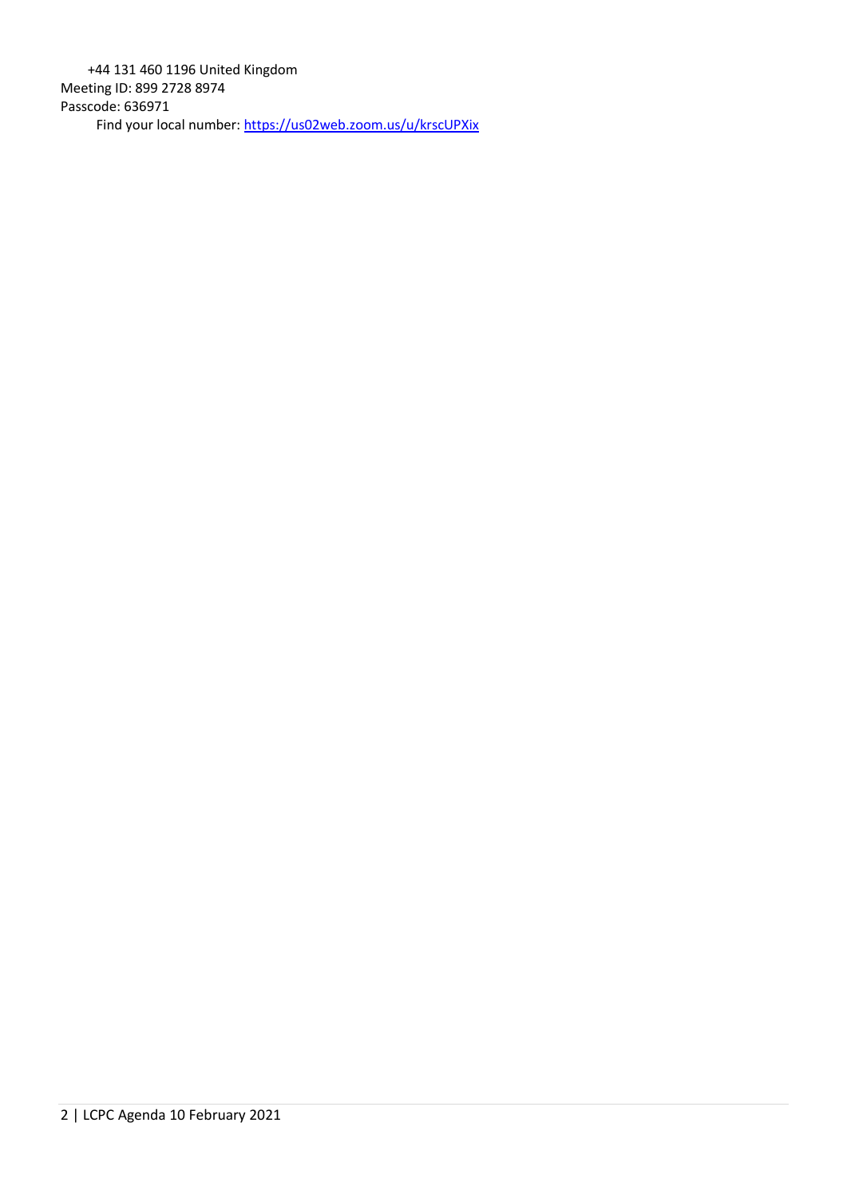+44 131 460 1196 United Kingdom
Meeting ID: 899 2728 8974
Passcode: 636971
Find your local number: https://us02web.zoom.us/u/krscUPXix